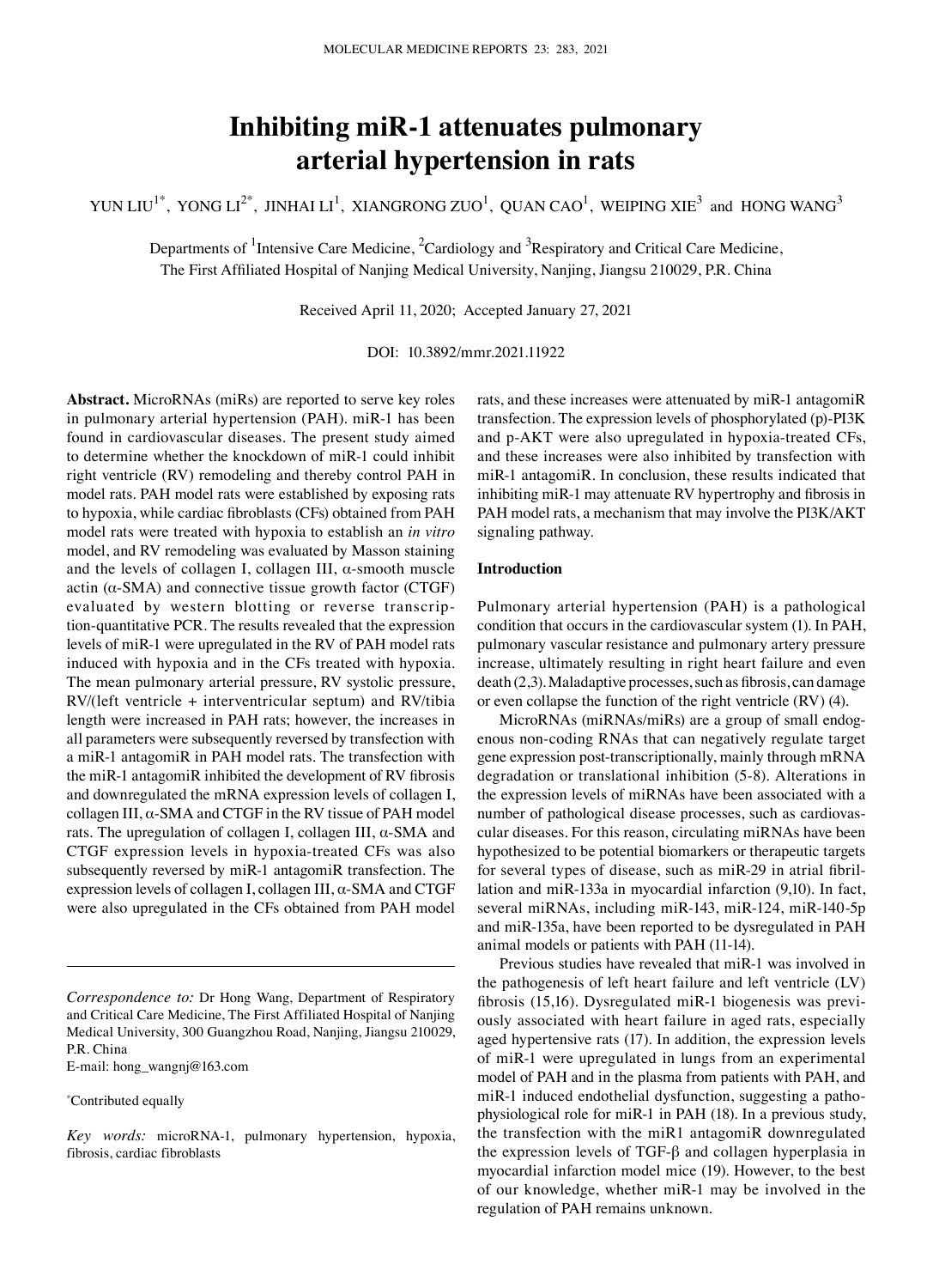# Inhibiting miR-1 attenuates pulmonary arterial hypertension in rats

YUN LIU[1*], YONG LI[2*], JINHAI LI[1], XIANGRONG ZUO[1], QUAN CAO[1], WEIPING XIE[3] and HONG WANG[3]

Departments of [1]Intensive Care Medicine, [2]Cardiology and [3]Respiratory and Critical Care Medicine, The First Affiliated Hospital of Nanjing Medical University, Nanjing, Jiangsu 210029, P.R. China

Received April 11, 2020; Accepted January 27, 2021

DOI: 10.3892/mmr.2021.11922

**Abstract.** MicroRNAs (miRs) are reported to serve key roles in pulmonary arterial hypertension (PAH). miR-1 has been found in cardiovascular diseases. The present study aimed to determine whether the knockdown of miR-1 could inhibit right ventricle (RV) remodeling and thereby control PAH in model rats. PAH model rats were established by exposing rats to hypoxia, while cardiac fibroblasts (CFs) obtained from PAH model rats were treated with hypoxia to establish an *in vitro* model, and RV remodeling was evaluated by Masson staining and the levels of collagen I, collagen III, α-smooth muscle actin (α-SMA) and connective tissue growth factor (CTGF) evaluated by western blotting or reverse transcription-quantitative PCR. The results revealed that the expression levels of miR-1 were upregulated in the RV of PAH model rats induced with hypoxia and in the CFs treated with hypoxia. The mean pulmonary arterial pressure, RV systolic pressure, RV/(left ventricle + interventricular septum) and RV/tibia length were increased in PAH rats; however, the increases in all parameters were subsequently reversed by transfection with a miR-1 antagomiR in PAH model rats. The transfection with the miR-1 antagomiR inhibited the development of RV fibrosis and downregulated the mRNA expression levels of collagen I, collagen III, α-SMA and CTGF in the RV tissue of PAH model rats. The upregulation of collagen I, collagen III, α-SMA and CTGF expression levels in hypoxia-treated CFs was also subsequently reversed by miR-1 antagomiR transfection. The expression levels of collagen I, collagen III, α-SMA and CTGF were also upregulated in the CFs obtained from PAH model rats, and these increases were attenuated by miR-1 antagomiR transfection. The expression levels of phosphorylated (p)-PI3K and p-AKT were also upregulated in hypoxia-treated CFs, and these increases were also inhibited by transfection with miR-1 antagomiR. In conclusion, these results indicated that inhibiting miR-1 may attenuate RV hypertrophy and fibrosis in PAH model rats, a mechanism that may involve the PI3K/AKT signaling pathway.

*Correspondence to:* Dr Hong Wang, Department of Respiratory and Critical Care Medicine, The First Affiliated Hospital of Nanjing Medical University, 300 Guangzhou Road, Nanjing, Jiangsu 210029, P.R. China
E-mail: hong_wangnj@163.com

*Contributed equally

*Key words:* microRNA-1, pulmonary hypertension, hypoxia, fibrosis, cardiac fibroblasts

## Introduction

Pulmonary arterial hypertension (PAH) is a pathological condition that occurs in the cardiovascular system (1). In PAH, pulmonary vascular resistance and pulmonary artery pressure increase, ultimately resulting in right heart failure and even death (2,3). Maladaptive processes, such as fibrosis, can damage or even collapse the function of the right ventricle (RV) (4).

MicroRNAs (miRNAs/miRs) are a group of small endogenous non-coding RNAs that can negatively regulate target gene expression post-transcriptionally, mainly through mRNA degradation or translational inhibition (5-8). Alterations in the expression levels of miRNAs have been associated with a number of pathological disease processes, such as cardiovascular diseases. For this reason, circulating miRNAs have been hypothesized to be potential biomarkers or therapeutic targets for several types of disease, such as miR-29 in atrial fibrillation and miR-133a in myocardial infarction (9,10). In fact, several miRNAs, including miR-143, miR-124, miR-140-5p and miR-135a, have been reported to be dysregulated in PAH animal models or patients with PAH (11-14).

Previous studies have revealed that miR-1 was involved in the pathogenesis of left heart failure and left ventricle (LV) fibrosis (15,16). Dysregulated miR-1 biogenesis was previously associated with heart failure in aged rats, especially aged hypertensive rats (17). In addition, the expression levels of miR-1 were upregulated in lungs from an experimental model of PAH and in the plasma from patients with PAH, and miR-1 induced endothelial dysfunction, suggesting a pathophysiological role for miR-1 in PAH (18). In a previous study, the transfection with the miR1 antagomiR downregulated the expression levels of TGF-β and collagen hyperplasia in myocardial infarction model mice (19). However, to the best of our knowledge, whether miR-1 may be involved in the regulation of PAH remains unknown.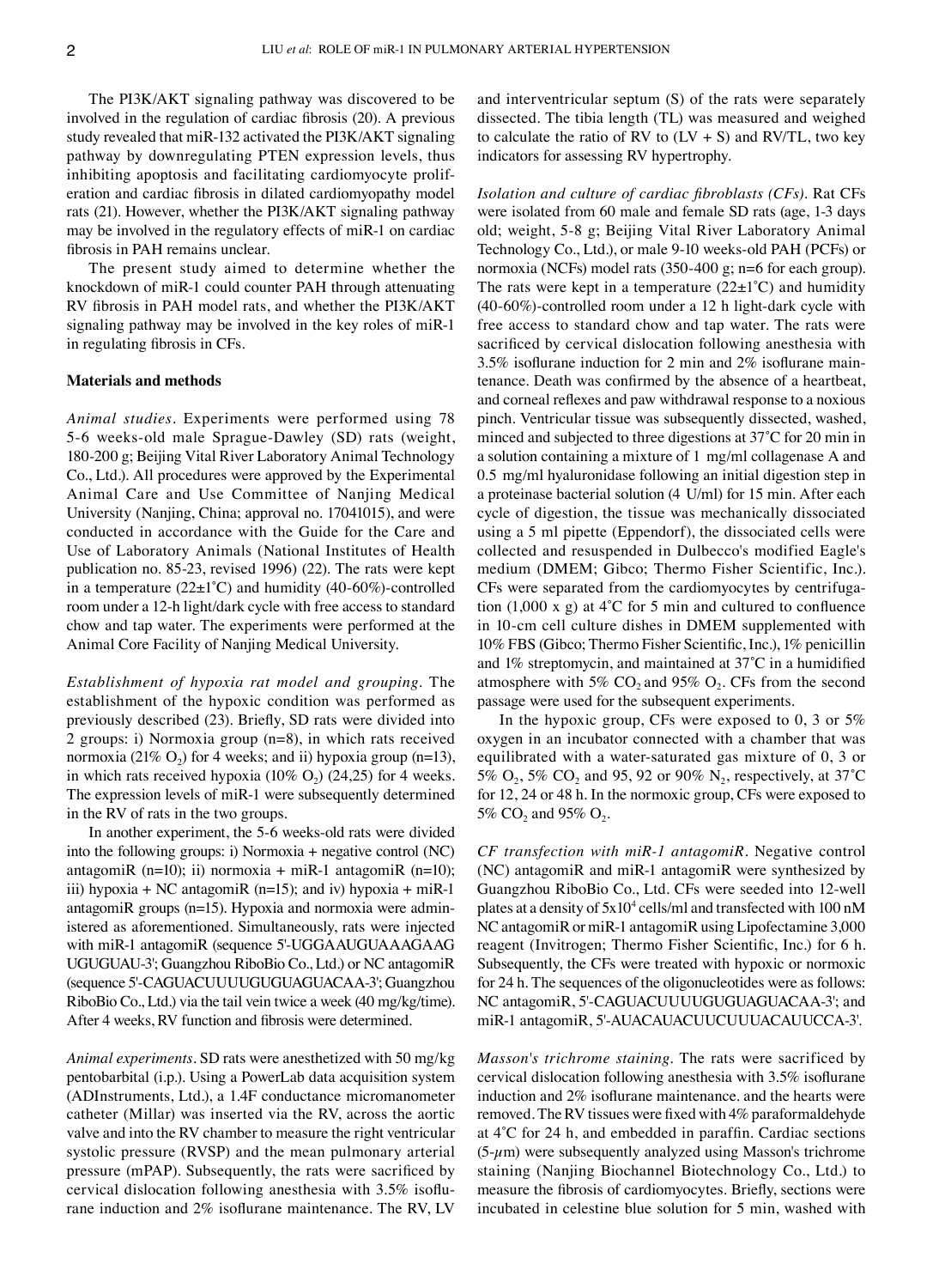The PI3K/AKT signaling pathway was discovered to be involved in the regulation of cardiac fibrosis (20). A previous study revealed that miR-132 activated the PI3K/AKT signaling pathway by downregulating PTEN expression levels, thus inhibiting apoptosis and facilitating cardiomyocyte proliferation and cardiac fibrosis in dilated cardiomyopathy model rats (21). However, whether the PI3K/AKT signaling pathway may be involved in the regulatory effects of miR-1 on cardiac fibrosis in PAH remains unclear.

The present study aimed to determine whether the knockdown of miR-1 could counter PAH through attenuating RV fibrosis in PAH model rats, and whether the PI3K/AKT signaling pathway may be involved in the key roles of miR-1 in regulating fibrosis in CFs.

## Materials and methods

*Animal studies.* Experiments were performed using 78 5-6 weeks-old male Sprague-Dawley (SD) rats (weight, 180-200 g; Beijing Vital River Laboratory Animal Technology Co., Ltd.). All procedures were approved by the Experimental Animal Care and Use Committee of Nanjing Medical University (Nanjing, China; approval no. 17041015), and were conducted in accordance with the Guide for the Care and Use of Laboratory Animals (National Institutes of Health publication no. 85-23, revised 1996) (22). The rats were kept in a temperature (22±1˚C) and humidity (40-60%)-controlled room under a 12-h light/dark cycle with free access to standard chow and tap water. The experiments were performed at the Animal Core Facility of Nanjing Medical University.

*Establishment of hypoxia rat model and grouping.* The establishment of the hypoxic condition was performed as previously described (23). Briefly, SD rats were divided into 2 groups: i) Normoxia group (n=8), in which rats received normoxia (21% $O_2$) for 4 weeks; and ii) hypoxia group (n=13), in which rats received hypoxia (10% $O_2$) (24,25) for 4 weeks. The expression levels of miR-1 were subsequently determined in the RV of rats in the two groups.

In another experiment, the 5-6 weeks-old rats were divided into the following groups: i) Normoxia + negative control (NC) antagomiR (n=10); ii) normoxia + miR-1 antagomiR (n=10); iii) hypoxia + NC antagomiR (n=15); and iv) hypoxia + miR-1 antagomiR groups (n=15). Hypoxia and normoxia were administered as aforementioned. Simultaneously, rats were injected with miR-1 antagomiR (sequence 5'-UGGAAUGUAAAGAAGUGUGUAU-3'; Guangzhou RiboBio Co., Ltd.) or NC antagomiR (sequence 5'-CAGUACUUUUGUGUAGUACAA-3'; Guangzhou RiboBio Co., Ltd.) via the tail vein twice a week (40 mg/kg/time). After 4 weeks, RV function and fibrosis were determined.

*Animal experiments.* SD rats were anesthetized with 50 mg/kg pentobarbital (i.p.). Using a PowerLab data acquisition system (ADInstruments, Ltd.), a 1.4F conductance micromanometer catheter (Millar) was inserted via the RV, across the aortic valve and into the RV chamber to measure the right ventricular systolic pressure (RVSP) and the mean pulmonary arterial pressure (mPAP). Subsequently, the rats were sacrificed by cervical dislocation following anesthesia with 3.5% isoflurane induction and 2% isoflurane maintenance. The RV, LV and interventricular septum (S) of the rats were separately dissected. The tibia length (TL) was measured and weighed to calculate the ratio of RV to (LV + S) and RV/TL, two key indicators for assessing RV hypertrophy.

*Isolation and culture of cardiac fibroblasts (CFs).* Rat CFs were isolated from 60 male and female SD rats (age, 1-3 days old; weight, 5-8 g; Beijing Vital River Laboratory Animal Technology Co., Ltd.), or male 9-10 weeks-old PAH (PCFs) or normoxia (NCFs) model rats (350-400 g; n=6 for each group). The rats were kept in a temperature (22±1˚C) and humidity (40-60%)-controlled room under a 12 h light-dark cycle with free access to standard chow and tap water. The rats were sacrificed by cervical dislocation following anesthesia with 3.5% isoflurane induction for 2 min and 2% isoflurane maintenance. Death was confirmed by the absence of a heartbeat, and corneal reflexes and paw withdrawal response to a noxious pinch. Ventricular tissue was subsequently dissected, washed, minced and subjected to three digestions at 37˚C for 20 min in a solution containing a mixture of 1 mg/ml collagenase A and 0.5 mg/ml hyaluronidase following an initial digestion step in a proteinase bacterial solution (4 U/ml) for 15 min. After each cycle of digestion, the tissue was mechanically dissociated using a 5 ml pipette (Eppendorf), the dissociated cells were collected and resuspended in Dulbecco's modified Eagle's medium (DMEM; Gibco; Thermo Fisher Scientific, Inc.). CFs were separated from the cardiomyocytes by centrifugation (1,000 x g) at 4˚C for 5 min and cultured to confluence in 10-cm cell culture dishes in DMEM supplemented with 10% FBS (Gibco; Thermo Fisher Scientific, Inc.), 1% penicillin and 1% streptomycin, and maintained at 37˚C in a humidified atmosphere with 5% $CO_2$ and 95% $O_2$. CFs from the second passage were used for the subsequent experiments.

In the hypoxic group, CFs were exposed to 0, 3 or 5% oxygen in an incubator connected with a chamber that was equilibrated with a water-saturated gas mixture of 0, 3 or 5% $O_2$, 5% $CO_2$ and 95, 92 or 90% $N_2$, respectively, at 37˚C for 12, 24 or 48 h. In the normoxic group, CFs were exposed to 5% $CO_2$ and 95% $O_2$.

*CF transfection with miR-1 antagomiR.* Negative control (NC) antagomiR and miR-1 antagomiR were synthesized by Guangzhou RiboBio Co., Ltd. CFs were seeded into 12-well plates at a density of $5\times10^4$ cells/ml and transfected with 100 nM NC antagomiR or miR-1 antagomiR using Lipofectamine 3,000 reagent (Invitrogen; Thermo Fisher Scientific, Inc.) for 6 h. Subsequently, the CFs were treated with hypoxic or normoxic for 24 h. The sequences of the oligonucleotides were as follows: NC antagomiR, 5'-CAGUACUUUUGUGUAGUACAA-3'; and miR-1 antagomiR, 5'-AUACAUACUUCUUUACAUUCCA-3'.

*Masson's trichrome staining.* The rats were sacrificed by cervical dislocation following anesthesia with 3.5% isoflurane induction and 2% isoflurane maintenance. and the hearts were removed. The RV tissues were fixed with 4% paraformaldehyde at 4˚C for 24 h, and embedded in paraffin. Cardiac sections (5-$\mu$m) were subsequently analyzed using Masson's trichrome staining (Nanjing Biochannel Biotechnology Co., Ltd.) to measure the fibrosis of cardiomyocytes. Briefly, sections were incubated in celestine blue solution for 5 min, washed with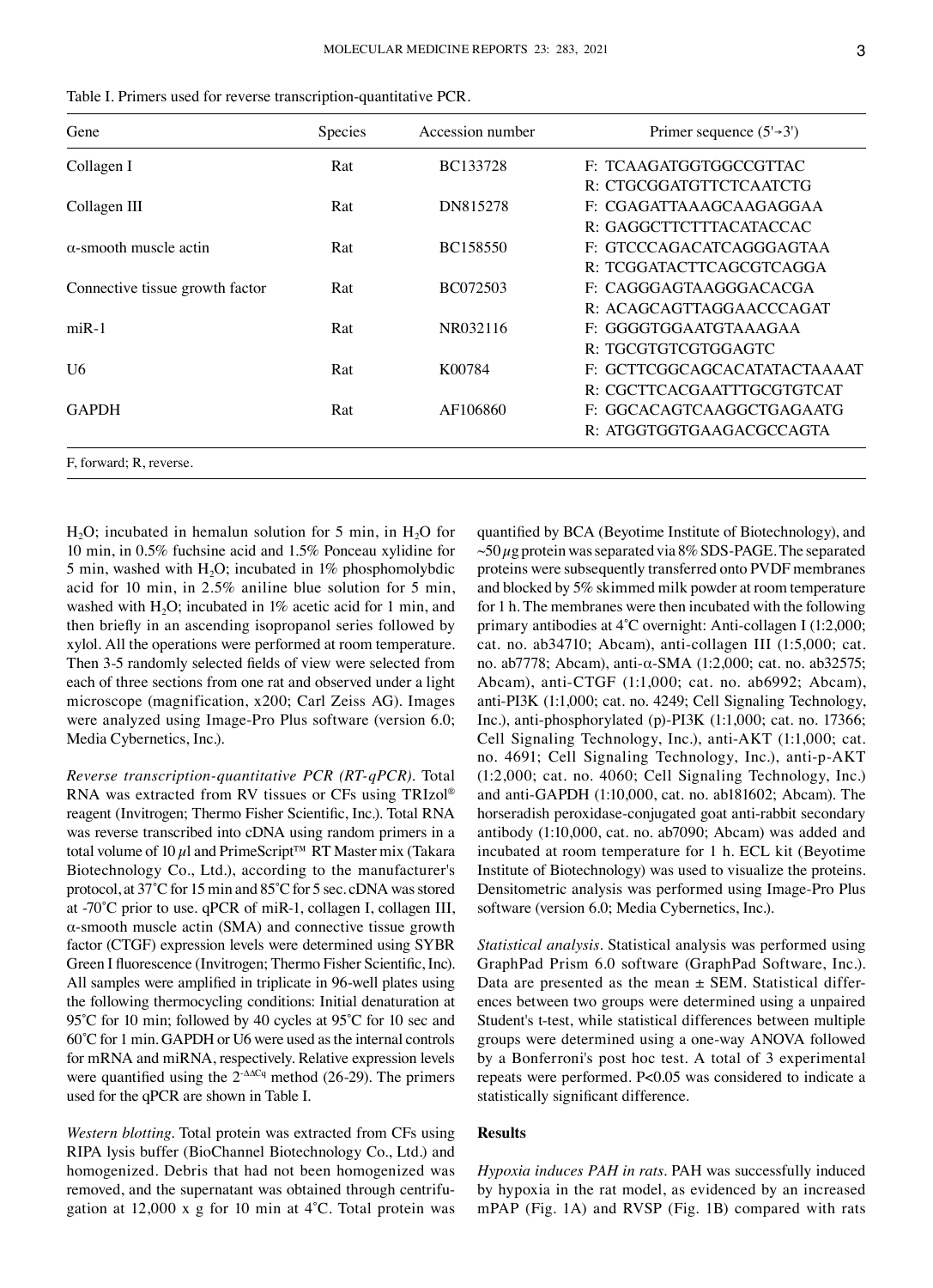Table I. Primers used for reverse transcription-quantitative PCR.

| Gene | Species | Accession number | Primer sequence (5'→3') |
|---|---|---|---|
| Collagen I | Rat | BC133728 | F: TCAAGATGGTGGCCGTTAC |
| | | | R: CTGCGGATGTTCTCAATCTG |
| Collagen III | Rat | DN815278 | F: CGAGATTAAAGCAAGAGGAA |
| | | | R: GAGGCTTCTTTACATACCAC |
| α-smooth muscle actin | Rat | BC158550 | F: GTCCCAGACATCAGGGAGTAA |
| | | | R: TCGGATACTTCAGCGTCAGGA |
| Connective tissue growth factor | Rat | BC072503 | F: CAGGGAGTAAGGGACACGA |
| | | | R: ACAGCAGTTAGGAACCCAGAT |
| miR-1 | Rat | NR032116 | F: GGGGTGGAATGTAAAGAA |
| | | | R: TGCGTGTCGTGGAGTC |
| U6 | Rat | K00784 | F: GCTTCGGCAGCACATATACTAAAAT |
| | | | R: CGCTTCACGAATTTGCGTGTCAT |
| GAPDH | Rat | AF106860 | F: GGCACAGTCAAGGCTGAGAATG |
| | | | R: ATGGTGGTGAAGACGCCAGTA |

F, forward; R, reverse.

$H_2O$; incubated in hemalun solution for 5 min, in $H_2O$ for 10 min, in 0.5% fuchsine acid and 1.5% Ponceau xylidine for 5 min, washed with $H_2O$; incubated in 1% phosphomolybdic acid for 10 min, in 2.5% aniline blue solution for 5 min, washed with $H_2O$; incubated in 1% acetic acid for 1 min, and then briefly in an ascending isopropanol series followed by xylol. All the operations were performed at room temperature. Then 3-5 randomly selected fields of view were selected from each of three sections from one rat and observed under a light microscope (magnification, x200; Carl Zeiss AG). Images were analyzed using Image-Pro Plus software (version 6.0; Media Cybernetics, Inc.).

*Reverse transcription-quantitative PCR (RT-qPCR).* Total RNA was extracted from RV tissues or CFs using TRIzol® reagent (Invitrogen; Thermo Fisher Scientific, Inc.). Total RNA was reverse transcribed into cDNA using random primers in a total volume of 10 $\mu$l and PrimeScript™ RT Master mix (Takara Biotechnology Co., Ltd.), according to the manufacturer's protocol, at 37˚C for 15 min and 85˚C for 5 sec. cDNA was stored at -70˚C prior to use. qPCR of miR-1, collagen I, collagen III, α-smooth muscle actin (SMA) and connective tissue growth factor (CTGF) expression levels were determined using SYBR Green I fluorescence (Invitrogen; Thermo Fisher Scientific, Inc). All samples were amplified in triplicate in 96-well plates using the following thermocycling conditions: Initial denaturation at 95˚C for 10 min; followed by 40 cycles at 95˚C for 10 sec and 60˚C for 1 min. GAPDH or U6 were used as the internal controls for mRNA and miRNA, respectively. Relative expression levels were quantified using the $2^{-\Delta\Delta Cq}$ method (26-29). The primers used for the qPCR are shown in Table I.

*Western blotting.* Total protein was extracted from CFs using RIPA lysis buffer (BioChannel Biotechnology Co., Ltd.) and homogenized. Debris that had not been homogenized was removed, and the supernatant was obtained through centrifugation at 12,000 x g for 10 min at 4˚C. Total protein was quantified by BCA (Beyotime Institute of Biotechnology), and ~50 $\mu$g protein was separated via 8% SDS-PAGE. The separated proteins were subsequently transferred onto PVDF membranes and blocked by 5% skimmed milk powder at room temperature for 1 h. The membranes were then incubated with the following primary antibodies at 4˚C overnight: Anti-collagen I (1:2,000; cat. no. ab34710; Abcam), anti-collagen III (1:5,000; cat. no. ab7778; Abcam), anti-α-SMA (1:2,000; cat. no. ab32575; Abcam), anti-CTGF (1:1,000; cat. no. ab6992; Abcam), anti-PI3K (1:1,000; cat. no. 4249; Cell Signaling Technology, Inc.), anti-phosphorylated (p)-PI3K (1:1,000; cat. no. 17366; Cell Signaling Technology, Inc.), anti-AKT (1:1,000; cat. no. 4691; Cell Signaling Technology, Inc.), anti-p-AKT (1:2,000; cat. no. 4060; Cell Signaling Technology, Inc.) and anti-GAPDH (1:10,000, cat. no. ab181602; Abcam). The horseradish peroxidase-conjugated goat anti-rabbit secondary antibody (1:10,000, cat. no. ab7090; Abcam) was added and incubated at room temperature for 1 h. ECL kit (Beyotime Institute of Biotechnology) was used to visualize the proteins. Densitometric analysis was performed using Image-Pro Plus software (version 6.0; Media Cybernetics, Inc.).

*Statistical analysis.* Statistical analysis was performed using GraphPad Prism 6.0 software (GraphPad Software, Inc.). Data are presented as the mean ± SEM. Statistical differences between two groups were determined using a unpaired Student's t-test, while statistical differences between multiple groups were determined using a one-way ANOVA followed by a Bonferroni's post hoc test. A total of 3 experimental repeats were performed. $P<0.05$ was considered to indicate a statistically significant difference.

## Results

*Hypoxia induces PAH in rats.* PAH was successfully induced by hypoxia in the rat model, as evidenced by an increased mPAP (Fig. 1A) and RVSP (Fig. 1B) compared with rats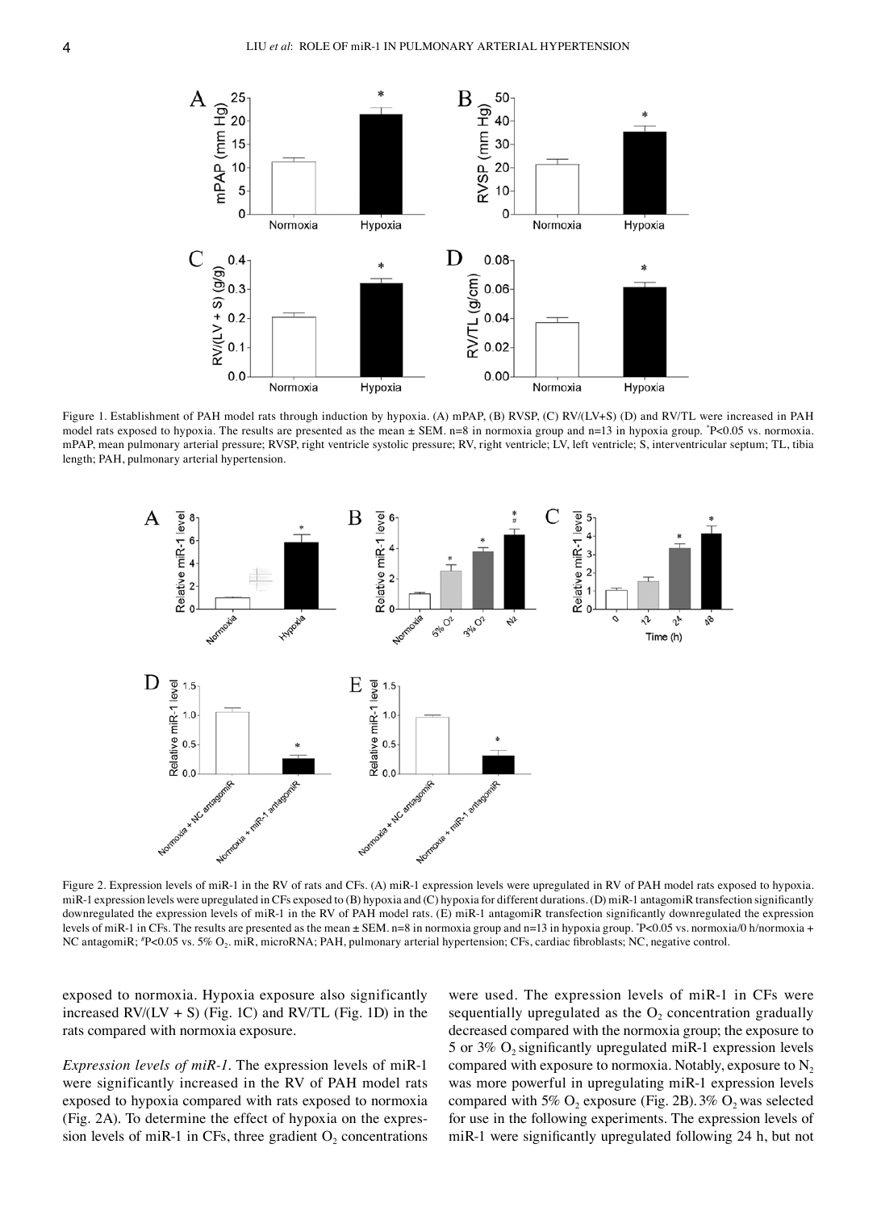Figure 1. Establishment of PAH model rats through induction by hypoxia. (A) mPAP, (B) RVSP, (C) RV/(LV+S) (D) and RV/TL were increased in PAH model rats exposed to hypoxia. The results are presented as the mean ± SEM. n=8 in normoxia group and n=13 in hypoxia group. *P<0.05 vs. normoxia. mPAP, mean pulmonary arterial pressure; RVSP, right ventricle systolic pressure; RV, right ventricle; LV, left ventricle; S, interventricular septum; TL, tibia length; PAH, pulmonary arterial hypertension.

Figure 2. Expression levels of miR-1 in the RV of rats and CFs. (A) miR-1 expression levels were upregulated in RV of PAH model rats exposed to hypoxia. miR-1 expression levels were upregulated in CFs exposed to (B) hypoxia and (C) hypoxia for different durations. (D) miR-1 antagomiR transfection significantly downregulated the expression levels of miR-1 in the RV of PAH model rats. (E) miR-1 antagomiR transfection significantly downregulated the expression levels of miR-1 in CFs. The results are presented as the mean ± SEM. n=8 in normoxia group and n=13 in hypoxia group. *P<0.05 vs. normoxia/0 h/normoxia + NC antagomiR; #P<0.05 vs. 5% $O_2$. miR, microRNA; PAH, pulmonary arterial hypertension; CFs, cardiac fibroblasts; NC, negative control.

exposed to normoxia. Hypoxia exposure also significantly increased RV/(LV + S) (Fig. 1C) and RV/TL (Fig. 1D) in the rats compared with normoxia exposure.

*Expression levels of miR-1.* The expression levels of miR-1 were significantly increased in the RV of PAH model rats exposed to hypoxia compared with rats exposed to normoxia (Fig. 2A). To determine the effect of hypoxia on the expression levels of miR-1 in CFs, three gradient $O_2$ concentrations were used. The expression levels of miR-1 in CFs were sequentially upregulated as the $O_2$ concentration gradually decreased compared with the normoxia group; the exposure to 5 or 3% $O_2$ significantly upregulated miR-1 expression levels compared with exposure to normoxia. Notably, exposure to $N_2$ was more powerful in upregulating miR-1 expression levels compared with 5% $O_2$ exposure (Fig. 2B). 3% $O_2$ was selected for use in the following experiments. The expression levels of miR-1 were significantly upregulated following 24 h, but not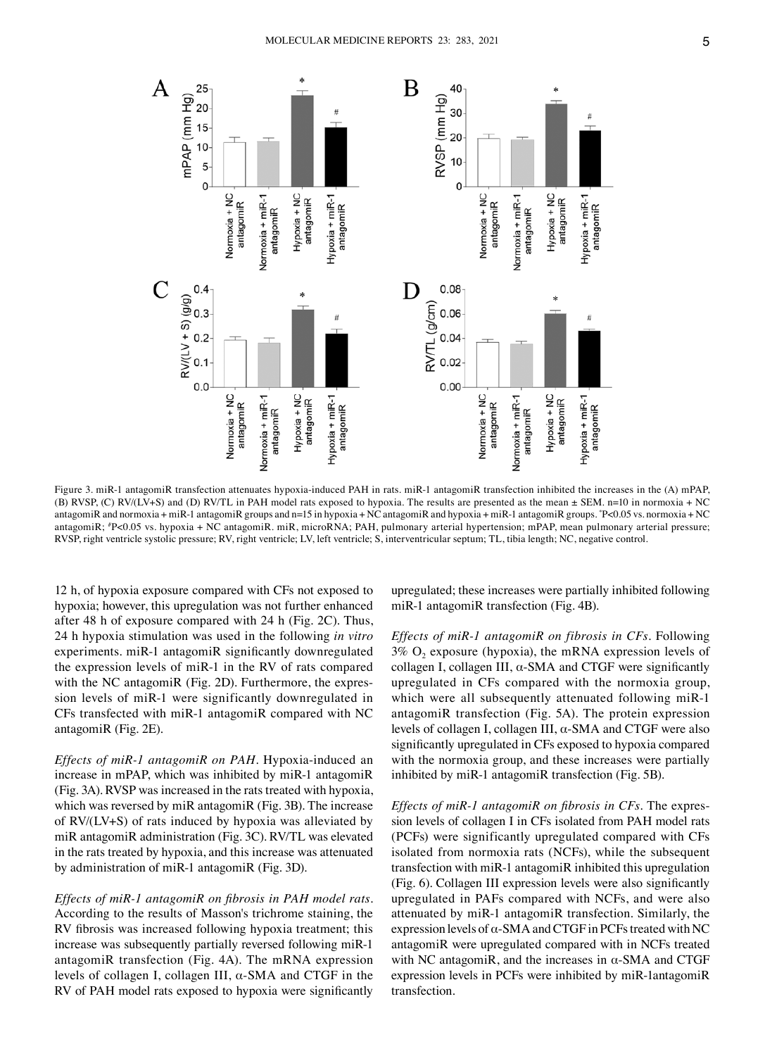Figure 3. miR-1 antagomiR transfection attenuates hypoxia-induced PAH in rats. miR-1 antagomiR transfection inhibited the increases in the (A) mPAP, (B) RVSP, (C) RV/(LV+S) and (D) RV/TL in PAH model rats exposed to hypoxia. The results are presented as the mean ± SEM. n=10 in normoxia + NC antagomiR and normoxia + miR-1 antagomiR groups and n=15 in hypoxia + NC antagomiR and hypoxia + miR-1 antagomiR groups. *P<0.05 vs. normoxia + NC antagomiR; #P<0.05 vs. hypoxia + NC antagomiR. miR, microRNA; PAH, pulmonary arterial hypertension; mPAP, mean pulmonary arterial pressure; RVSP, right ventricle systolic pressure; RV, right ventricle; LV, left ventricle; S, interventricular septum; TL, tibia length; NC, negative control.

12 h, of hypoxia exposure compared with CFs not exposed to hypoxia; however, this upregulation was not further enhanced after 48 h of exposure compared with 24 h (Fig. 2C). Thus, 24 h hypoxia stimulation was used in the following *in vitro* experiments. miR-1 antagomiR significantly downregulated the expression levels of miR-1 in the RV of rats compared with the NC antagomiR (Fig. 2D). Furthermore, the expression levels of miR-1 were significantly downregulated in CFs transfected with miR-1 antagomiR compared with NC antagomiR (Fig. 2E).

*Effects of miR-1 antagomiR on PAH.* Hypoxia-induced an increase in mPAP, which was inhibited by miR-1 antagomiR (Fig. 3A). RVSP was increased in the rats treated with hypoxia, which was reversed by miR antagomiR (Fig. 3B). The increase of RV/(LV+S) of rats induced by hypoxia was alleviated by miR antagomiR administration (Fig. 3C). RV/TL was elevated in the rats treated by hypoxia, and this increase was attenuated by administration of miR-1 antagomiR (Fig. 3D).

*Effects of miR-1 antagomiR on fibrosis in PAH model rats.* According to the results of Masson's trichrome staining, the RV fibrosis was increased following hypoxia treatment; this increase was subsequently partially reversed following miR-1 antagomiR transfection (Fig. 4A). The mRNA expression levels of collagen I, collagen III, α-SMA and CTGF in the RV of PAH model rats exposed to hypoxia were significantly upregulated; these increases were partially inhibited following miR-1 antagomiR transfection (Fig. 4B).

*Effects of miR-1 antagomiR on fibrosis in CFs.* Following 3% $O_2$ exposure (hypoxia), the mRNA expression levels of collagen I, collagen III, α-SMA and CTGF were significantly upregulated in CFs compared with the normoxia group, which were all subsequently attenuated following miR-1 antagomiR transfection (Fig. 5A). The protein expression levels of collagen I, collagen III, α-SMA and CTGF were also significantly upregulated in CFs exposed to hypoxia compared with the normoxia group, and these increases were partially inhibited by miR-1 antagomiR transfection (Fig. 5B).

*Effects of miR-1 antagomiR on fibrosis in CFs.* The expression levels of collagen I in CFs isolated from PAH model rats (PCFs) were significantly upregulated compared with CFs isolated from normoxia rats (NCFs), while the subsequent transfection with miR-1 antagomiR inhibited this upregulation (Fig. 6). Collagen III expression levels were also significantly upregulated in PAFs compared with NCFs, and were also attenuated by miR-1 antagomiR transfection. Similarly, the expression levels of α-SMA and CTGF in PCFs treated with NC antagomiR were upregulated compared with in NCFs treated with NC antagomiR, and the increases in α-SMA and CTGF expression levels in PCFs were inhibited by miR-1antagomiR transfection.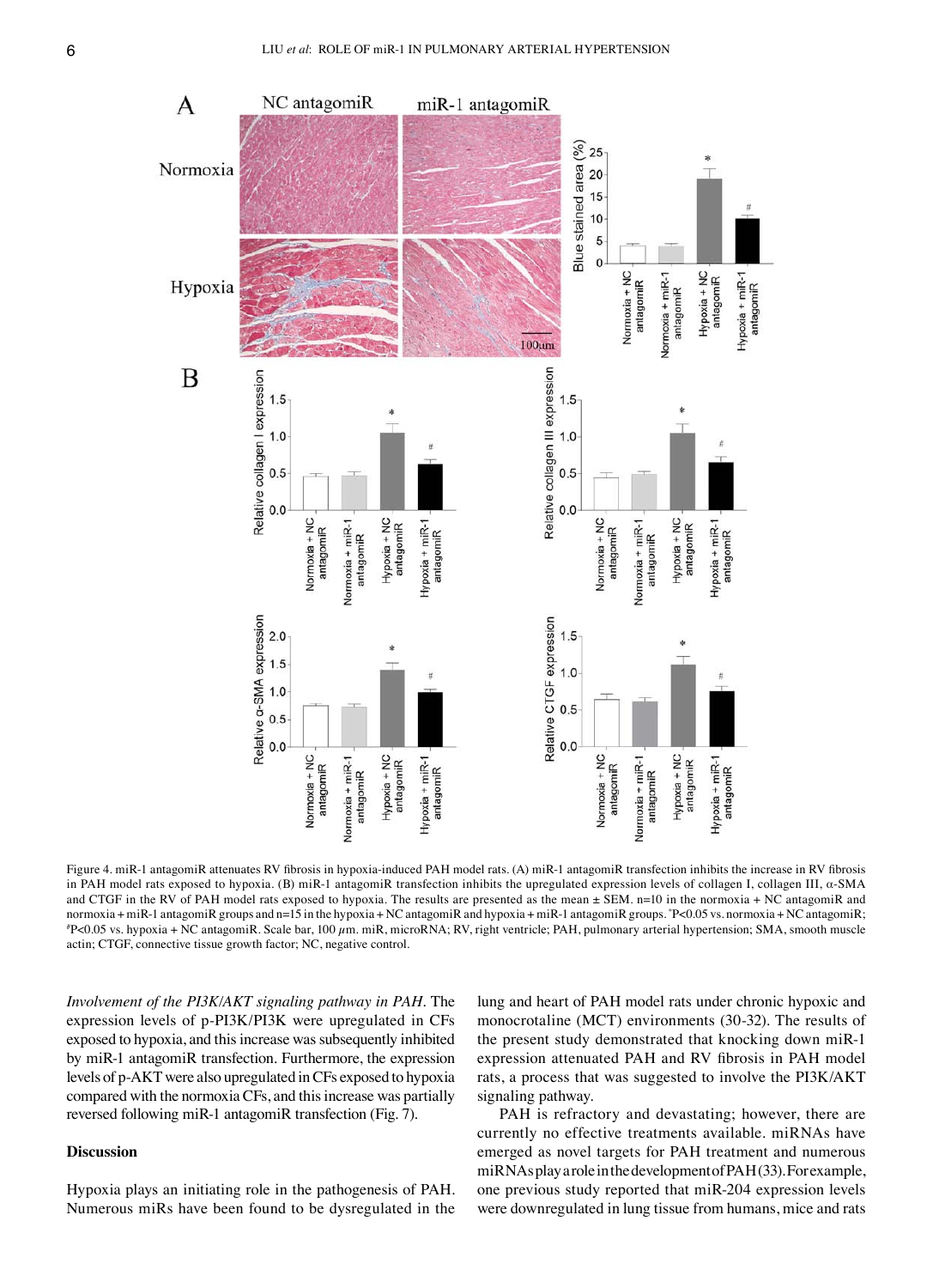Figure 4. miR-1 antagomiR attenuates RV fibrosis in hypoxia-induced PAH model rats. (A) miR-1 antagomiR transfection inhibits the increase in RV fibrosis in PAH model rats exposed to hypoxia. (B) miR-1 antagomiR transfection inhibits the upregulated expression levels of collagen I, collagen III, α-SMA and CTGF in the RV of PAH model rats exposed to hypoxia. The results are presented as the mean ± SEM. n=10 in the normoxia + NC antagomiR and normoxia + miR-1 antagomiR groups and n=15 in the hypoxia + NC antagomiR and hypoxia + miR-1 antagomiR groups. *P<0.05 vs. normoxia + NC antagomiR; #P<0.05 vs. hypoxia + NC antagomiR. Scale bar, 100 μm. miR, microRNA; RV, right ventricle; PAH, pulmonary arterial hypertension; SMA, smooth muscle actin; CTGF, connective tissue growth factor; NC, negative control.

*Involvement of the PI3K/AKT signaling pathway in PAH.* The expression levels of p-PI3K/PI3K were upregulated in CFs exposed to hypoxia, and this increase was subsequently inhibited by miR-1 antagomiR transfection. Furthermore, the expression levels of p-AKT were also upregulated in CFs exposed to hypoxia compared with the normoxia CFs, and this increase was partially reversed following miR-1 antagomiR transfection (Fig. 7).

## Discussion

Hypoxia plays an initiating role in the pathogenesis of PAH. Numerous miRs have been found to be dysregulated in the lung and heart of PAH model rats under chronic hypoxic and monocrotaline (MCT) environments (30-32). The results of the present study demonstrated that knocking down miR-1 expression attenuated PAH and RV fibrosis in PAH model rats, a process that was suggested to involve the PI3K/AKT signaling pathway.

PAH is refractory and devastating; however, there are currently no effective treatments available. miRNAs have emerged as novel targets for PAH treatment and numerous miRNAs play a role in the development of PAH (33). For example, one previous study reported that miR-204 expression levels were downregulated in lung tissue from humans, mice and rats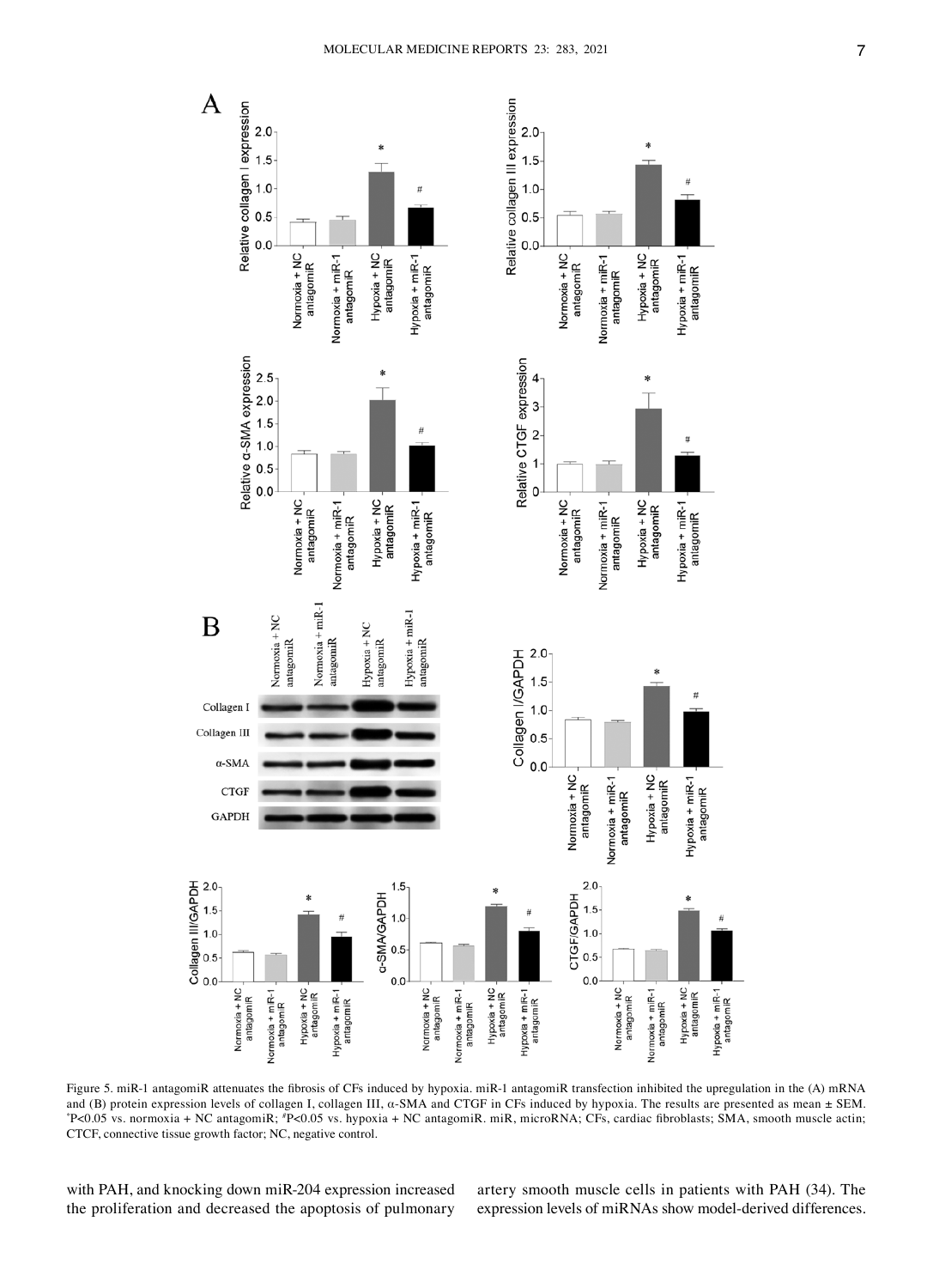Figure 5. miR-1 antagomiR attenuates the fibrosis of CFs induced by hypoxia. miR-1 antagomiR transfection inhibited the upregulation in the (A) mRNA and (B) protein expression levels of collagen I, collagen III, α-SMA and CTGF in CFs induced by hypoxia. The results are presented as mean ± SEM. *P<0.05 vs. normoxia + NC antagomiR; #P<0.05 vs. hypoxia + NC antagomiR. miR, microRNA; CFs, cardiac fibroblasts; SMA, smooth muscle actin; CTCF, connective tissue growth factor; NC, negative control.

with PAH, and knocking down miR-204 expression increased the proliferation and decreased the apoptosis of pulmonary artery smooth muscle cells in patients with PAH (34). The expression levels of miRNAs show model-derived differences.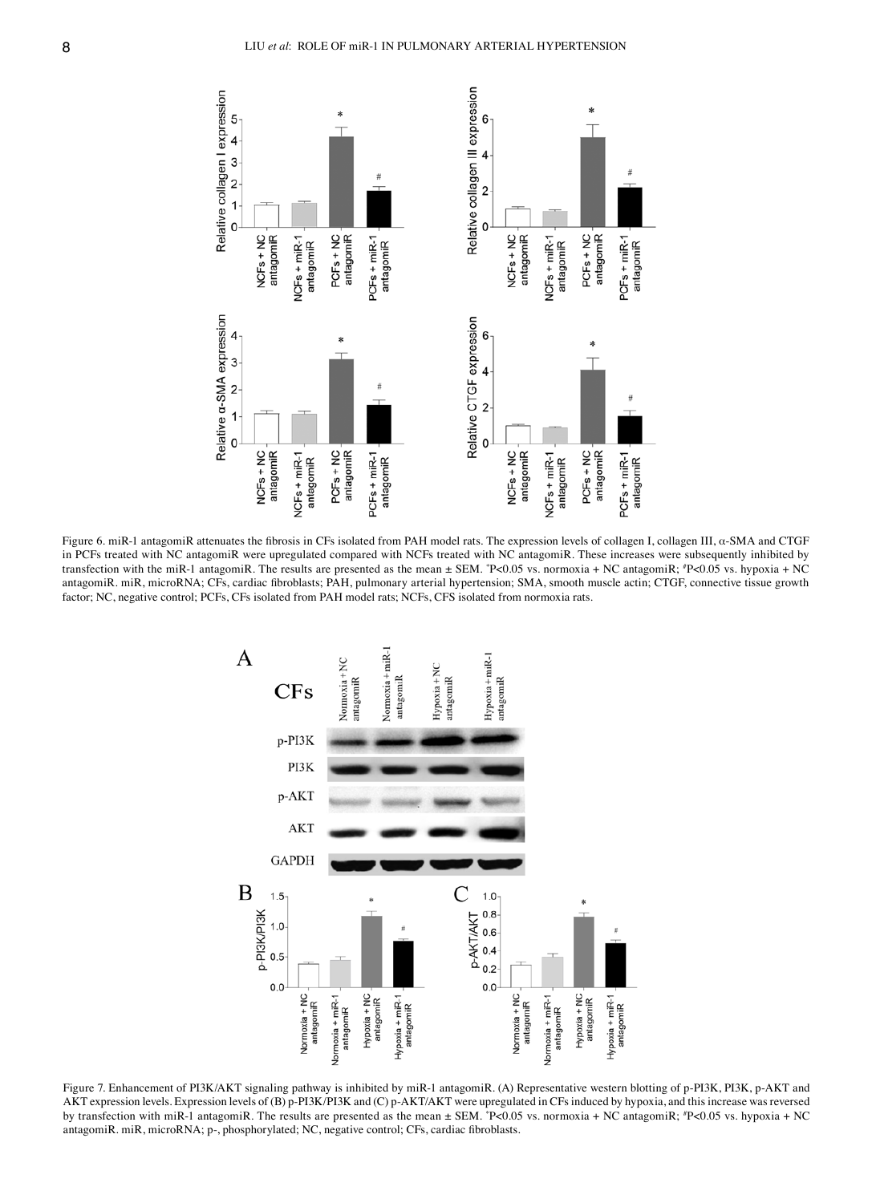Figure 6. miR-1 antagomiR attenuates the fibrosis in CFs isolated from PAH model rats. The expression levels of collagen I, collagen III, α-SMA and CTGF in PCFs treated with NC antagomiR were upregulated compared with NCFs treated with NC antagomiR. These increases were subsequently inhibited by transfection with the miR-1 antagomiR. The results are presented as the mean ± SEM. *P<0.05 vs. normoxia + NC antagomiR; #P<0.05 vs. hypoxia + NC antagomiR. miR, microRNA; CFs, cardiac fibroblasts; PAH, pulmonary arterial hypertension; SMA, smooth muscle actin; CTGF, connective tissue growth factor; NC, negative control; PCFs, CFs isolated from PAH model rats; NCFs, CFS isolated from normoxia rats.

Figure 7. Enhancement of PI3K/AKT signaling pathway is inhibited by miR-1 antagomiR. (A) Representative western blotting of p-PI3K, PI3K, p-AKT and AKT expression levels. Expression levels of (B) p-PI3K/PI3K and (C) p-AKT/AKT were upregulated in CFs induced by hypoxia, and this increase was reversed by transfection with miR-1 antagomiR. The results are presented as the mean ± SEM. *P<0.05 vs. normoxia + NC antagomiR; #P<0.05 vs. hypoxia + NC antagomiR. miR, microRNA; p-, phosphorylated; NC, negative control; CFs, cardiac fibroblasts.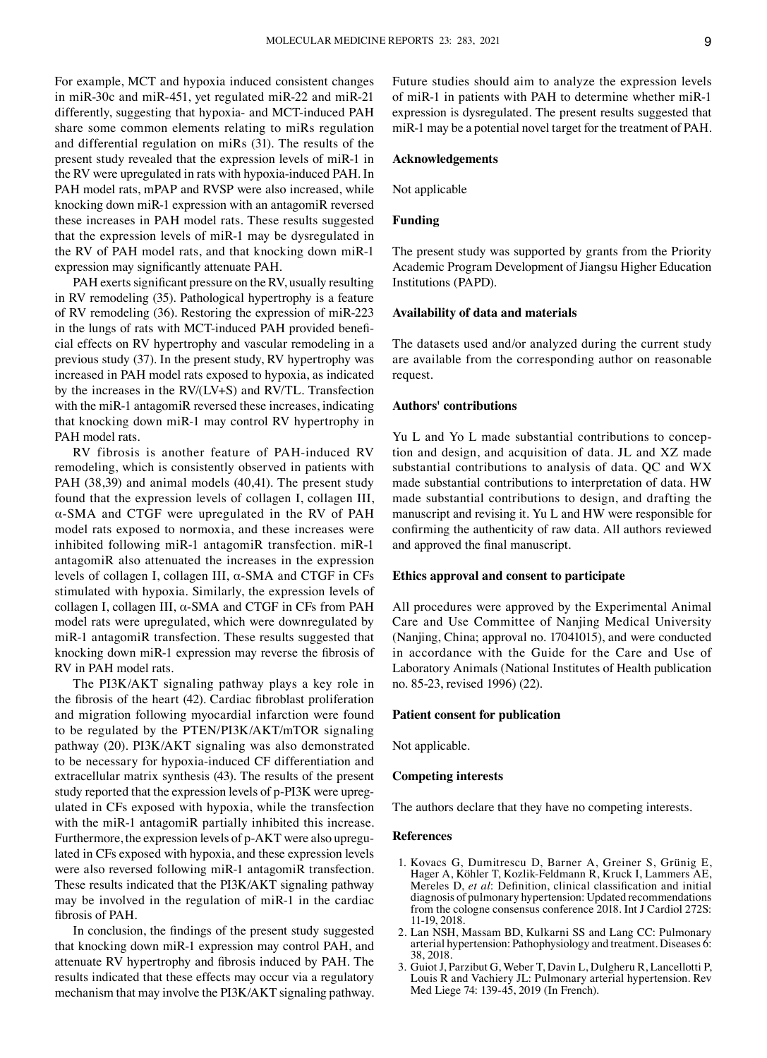For example, MCT and hypoxia induced consistent changes in miR-30c and miR-451, yet regulated miR-22 and miR-21 differently, suggesting that hypoxia- and MCT-induced PAH share some common elements relating to miRs regulation and differential regulation on miRs (31). The results of the present study revealed that the expression levels of miR-1 in the RV were upregulated in rats with hypoxia-induced PAH. In PAH model rats, mPAP and RVSP were also increased, while knocking down miR-1 expression with an antagomiR reversed these increases in PAH model rats. These results suggested that the expression levels of miR-1 may be dysregulated in the RV of PAH model rats, and that knocking down miR-1 expression may significantly attenuate PAH.

PAH exerts significant pressure on the RV, usually resulting in RV remodeling (35). Pathological hypertrophy is a feature of RV remodeling (36). Restoring the expression of miR-223 in the lungs of rats with MCT-induced PAH provided beneficial effects on RV hypertrophy and vascular remodeling in a previous study (37). In the present study, RV hypertrophy was increased in PAH model rats exposed to hypoxia, as indicated by the increases in the RV/(LV+S) and RV/TL. Transfection with the miR-1 antagomiR reversed these increases, indicating that knocking down miR-1 may control RV hypertrophy in PAH model rats.

RV fibrosis is another feature of PAH-induced RV remodeling, which is consistently observed in patients with PAH (38,39) and animal models (40,41). The present study found that the expression levels of collagen I, collagen III, α-SMA and CTGF were upregulated in the RV of PAH model rats exposed to normoxia, and these increases were inhibited following miR-1 antagomiR transfection. miR-1 antagomiR also attenuated the increases in the expression levels of collagen I, collagen III, α-SMA and CTGF in CFs stimulated with hypoxia. Similarly, the expression levels of collagen I, collagen III, α-SMA and CTGF in CFs from PAH model rats were upregulated, which were downregulated by miR-1 antagomiR transfection. These results suggested that knocking down miR-1 expression may reverse the fibrosis of RV in PAH model rats.

The PI3K/AKT signaling pathway plays a key role in the fibrosis of the heart (42). Cardiac fibroblast proliferation and migration following myocardial infarction were found to be regulated by the PTEN/PI3K/AKT/mTOR signaling pathway (20). PI3K/AKT signaling was also demonstrated to be necessary for hypoxia-induced CF differentiation and extracellular matrix synthesis (43). The results of the present study reported that the expression levels of p-PI3K were upregulated in CFs exposed with hypoxia, while the transfection with the miR-1 antagomiR partially inhibited this increase. Furthermore, the expression levels of p-AKT were also upregulated in CFs exposed with hypoxia, and these expression levels were also reversed following miR-1 antagomiR transfection. These results indicated that the PI3K/AKT signaling pathway may be involved in the regulation of miR-1 in the cardiac fibrosis of PAH.

In conclusion, the findings of the present study suggested that knocking down miR-1 expression may control PAH, and attenuate RV hypertrophy and fibrosis induced by PAH. The results indicated that these effects may occur via a regulatory mechanism that may involve the PI3K/AKT signaling pathway. Future studies should aim to analyze the expression levels of miR-1 in patients with PAH to determine whether miR-1 expression is dysregulated. The present results suggested that miR-1 may be a potential novel target for the treatment of PAH.

## Acknowledgements

Not applicable

## Funding

The present study was supported by grants from the Priority Academic Program Development of Jiangsu Higher Education Institutions (PAPD).

## Availability of data and materials

The datasets used and/or analyzed during the current study are available from the corresponding author on reasonable request.

## Authors' contributions

Yu L and Yo L made substantial contributions to conception and design, and acquisition of data. JL and XZ made substantial contributions to analysis of data. QC and WX made substantial contributions to interpretation of data. HW made substantial contributions to design, and drafting the manuscript and revising it. Yu L and HW were responsible for confirming the authenticity of raw data. All authors reviewed and approved the final manuscript.

## Ethics approval and consent to participate

All procedures were approved by the Experimental Animal Care and Use Committee of Nanjing Medical University (Nanjing, China; approval no. 17041015), and were conducted in accordance with the Guide for the Care and Use of Laboratory Animals (National Institutes of Health publication no. 85-23, revised 1996) (22).

## Patient consent for publication

Not applicable.

## Competing interests

The authors declare that they have no competing interests.

## References

1. Kovacs G, Dumitrescu D, Barner A, Greiner S, Grünig E, Hager A, Köhler T, Kozlik-Feldmann R, Kruck I, Lammers AE, Mereles D, *et al*: Definition, clinical classification and initial diagnosis of pulmonary hypertension: Updated recommendations from the cologne consensus conference 2018. Int J Cardiol 272S: 11-19, 2018.
2. Lan NSH, Massam BD, Kulkarni SS and Lang CC: Pulmonary arterial hypertension: Pathophysiology and treatment. Diseases 6: 38, 2018.
3. Guiot J, Parzibut G, Weber T, Davin L, Dulgheru R, Lancellotti P, Louis R and Vachiery JL: Pulmonary arterial hypertension. Rev Med Liege 74: 139-45, 2019 (In French).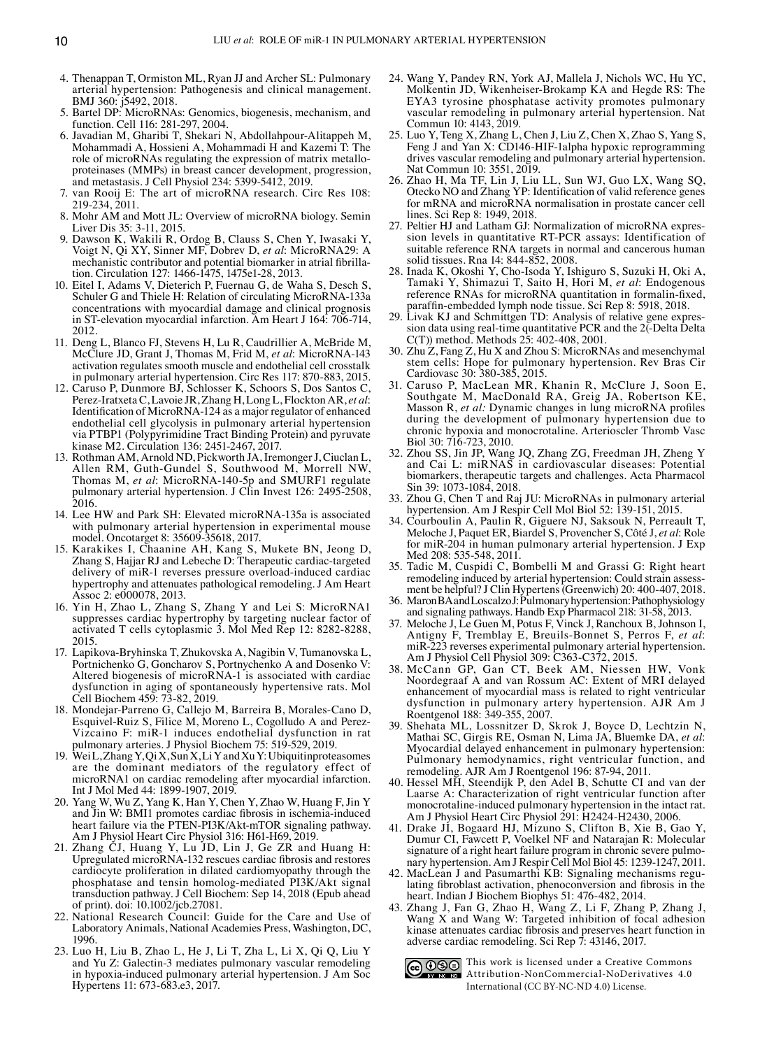4. Thenappan T, Ormiston ML, Ryan JJ and Archer SL: Pulmonary arterial hypertension: Pathogenesis and clinical management. BMJ 360: j5492, 2018.
5. Bartel DP: MicroRNAs: Genomics, biogenesis, mechanism, and function. Cell 116: 281-297, 2004.
6. Javadian M, Gharibi T, Shekari N, Abdollahpour-Alitappeh M, Mohammadi A, Hossieni A, Mohammadi H and Kazemi T: The role of microRNAs regulating the expression of matrix metalloproteinases (MMPs) in breast cancer development, progression, and metastasis. J Cell Physiol 234: 5399-5412, 2019.
7. van Rooij E: The art of microRNA research. Circ Res 108: 219-234, 2011.
8. Mohr AM and Mott JL: Overview of microRNA biology. Semin Liver Dis 35: 3-11, 2015.
9. Dawson K, Wakili R, Ordog B, Clauss S, Chen Y, Iwasaki Y, Voigt N, Qi XY, Sinner MF, Dobrev D, *et al*: MicroRNA29: A mechanistic contributor and potential biomarker in atrial fibrillation. Circulation 127: 1466-1475, 1475e1-28, 2013.
10. Eitel I, Adams V, Dieterich P, Fuernau G, de Waha S, Desch S, Schuler G and Thiele H: Relation of circulating MicroRNA-133a concentrations with myocardial damage and clinical prognosis in ST-elevation myocardial infarction. Am Heart J 164: 706-714, 2012.
11. Deng L, Blanco FJ, Stevens H, Lu R, Caudrillier A, McBride M, McClure JD, Grant J, Thomas M, Frid M, *et al*: MicroRNA-143 activation regulates smooth muscle and endothelial cell crosstalk in pulmonary arterial hypertension. Circ Res 117: 870-883, 2015.
12. Caruso P, Dunmore BJ, Schlosser K, Schoors S, Dos Santos C, Perez-Iratxeta C, Lavoie JR, Zhang H, Long L, Flockton AR, *et al*: Identification of MicroRNA-124 as a major regulator of enhanced endothelial cell glycolysis in pulmonary arterial hypertension via PTBP1 (Polypyrimidine Tract Binding Protein) and pyruvate kinase M2. Circulation 136: 2451-2467, 2017.
13. Rothman AM, Arnold ND, Pickworth JA, Iremonger J, Ciuclan L, Allen RM, Guth-Gundel S, Southwood M, Morrell NW, Thomas M, *et al*: MicroRNA-140-5p and SMURF1 regulate pulmonary arterial hypertension. J Clin Invest 126: 2495-2508, 2016.
14. Lee HW and Park SH: Elevated microRNA-135a is associated with pulmonary arterial hypertension in experimental mouse model. Oncotarget 8: 35609-35618, 2017.
15. Karakikes I, Chaanine AH, Kang S, Mukete BN, Jeong D, Zhang S, Hajjar RJ and Lebeche D: Therapeutic cardiac-targeted delivery of miR-1 reverses pressure overload-induced cardiac hypertrophy and attenuates pathological remodeling. J Am Heart Assoc 2: e000078, 2013.
16. Yin H, Zhao L, Zhang S, Zhang Y and Lei S: MicroRNA1 suppresses cardiac hypertrophy by targeting nuclear factor of activated T cells cytoplasmic 3. Mol Med Rep 12: 8282-8288, 2015.
17. Lapikova-Bryhinska T, Zhukovska A, Nagibin V, Tumanovska L, Portnichenko G, Goncharov S, Portnychenko A and Dosenko V: Altered biogenesis of microRNA-1 is associated with cardiac dysfunction in aging of spontaneously hypertensive rats. Mol Cell Biochem 459: 73-82, 2019.
18. Mondejar-Parreno G, Callejo M, Barreira B, Morales-Cano D, Esquivel-Ruiz S, Filice M, Moreno L, Cogolludo A and Perez-Vizcaino F: miR-1 induces endothelial dysfunction in rat pulmonary arteries. J Physiol Biochem 75: 519-529, 2019.
19. Wei L, Zhang Y, Qi X, Sun X, Li Y and Xu Y: Ubiquitinproteasomes are the dominant mediators of the regulatory effect of microRNA1 on cardiac remodeling after myocardial infarction. Int J Mol Med 44: 1899-1907, 2019.
20. Yang W, Wu Z, Yang K, Han Y, Chen Y, Zhao W, Huang F, Jin Y and Jin W: BMI1 promotes cardiac fibrosis in ischemia-induced heart failure via the PTEN-PI3K/Akt-mTOR signaling pathway. Am J Physiol Heart Circ Physiol 316: H61-H69, 2019.
21. Zhang CJ, Huang Y, Lu JD, Lin J, Ge ZR and Huang H: Upregulated microRNA-132 rescues cardiac fibrosis and restores cardiocyte proliferation in dilated cardiomyopathy through the phosphatase and tensin homolog-mediated PI3K/Akt signal transduction pathway. J Cell Biochem: Sep 14, 2018 (Epub ahead of print). doi: 10.1002/jcb.27081.
22. National Research Council: Guide for the Care and Use of Laboratory Animals, National Academies Press, Washington, DC, 1996.
23. Luo H, Liu B, Zhao L, He J, Li T, Zha L, Li X, Qi Q, Liu Y and Yu Z: Galectin-3 mediates pulmonary vascular remodeling in hypoxia-induced pulmonary arterial hypertension. J Am Soc Hypertens 11: 673-683.e3, 2017.
24. Wang Y, Pandey RN, York AJ, Mallela J, Nichols WC, Hu YC, Molkentin JD, Wikenheiser-Brokamp KA and Hegde RS: The EYA3 tyrosine phosphatase activity promotes pulmonary vascular remodeling in pulmonary arterial hypertension. Nat Commun 10: 4143, 2019.
25. Luo Y, Teng X, Zhang L, Chen J, Liu Z, Chen X, Zhao S, Yang S, Feng J and Yan X: CD146-HIF-1alpha hypoxic reprogramming drives vascular remodeling and pulmonary arterial hypertension. Nat Commun 10: 3551, 2019.
26. Zhao H, Ma TF, Lin J, Liu LL, Sun WJ, Guo LX, Wang SQ, Otecko NO and Zhang YP: Identification of valid reference genes for mRNA and microRNA normalisation in prostate cancer cell lines. Sci Rep 8: 1949, 2018.
27. Peltier HJ and Latham GJ: Normalization of microRNA expression levels in quantitative RT-PCR assays: Identification of suitable reference RNA targets in normal and cancerous human solid tissues. Rna 14: 844-852, 2008.
28. Inada K, Okoshi Y, Cho-Isoda Y, Ishiguro S, Suzuki H, Oki A, Tamaki Y, Shimazui T, Saito H, Hori M, *et al*: Endogenous reference RNAs for microRNA quantitation in formalin-fixed, paraffin-embedded lymph node tissue. Sci Rep 8: 5918, 2018.
29. Livak KJ and Schmittgen TD: Analysis of relative gene expression data using real-time quantitative PCR and the 2(-Delta Delta C(T)) method. Methods 25: 402-408, 2001.
30. Zhu Z, Fang Z, Hu X and Zhou S: MicroRNAs and mesenchymal stem cells: Hope for pulmonary hypertension. Rev Bras Cir Cardiovasc 30: 380-385, 2015.
31. Caruso P, MacLean MR, Khanin R, McClure J, Soon E, Southgate M, MacDonald RA, Greig JA, Robertson KE, Masson R, *et al:* Dynamic changes in lung microRNA profiles during the development of pulmonary hypertension due to chronic hypoxia and monocrotaline. Arterioscler Thromb Vasc Biol 30: 716-723, 2010.
32. Zhou SS, Jin JP, Wang JQ, Zhang ZG, Freedman JH, Zheng Y and Cai L: miRNAS in cardiovascular diseases: Potential biomarkers, therapeutic targets and challenges. Acta Pharmacol Sin 39: 1073-1084, 2018.
33. Zhou G, Chen T and Raj JU: MicroRNAs in pulmonary arterial hypertension. Am J Respir Cell Mol Biol 52: 139-151, 2015.
34. Courboulin A, Paulin R, Giguere NJ, Saksouk N, Perreault T, Meloche J, Paquet ER, Biardel S, Provencher S, Côté J, *et al*: Role for miR-204 in human pulmonary arterial hypertension. J Exp Med 208: 535-548, 2011.
35. Tadic M, Cuspidi C, Bombelli M and Grassi G: Right heart remodeling induced by arterial hypertension: Could strain assessment be helpful? J Clin Hypertens (Greenwich) 20: 400-407, 2018.
36. Maron BA and Loscalzo J: Pulmonary hypertension: Pathophysiology and signaling pathways. Handb Exp Pharmacol 218: 31-58, 2013.
37. Meloche J, Le Guen M, Potus F, Vinck J, Ranchoux B, Johnson I, Antigny F, Tremblay E, Breuils-Bonnet S, Perros F, *et al*: miR-223 reverses experimental pulmonary arterial hypertension. Am J Physiol Cell Physiol 309: C363-C372, 2015.
38. McCann GP, Gan CT, Beek AM, Niessen HW, Vonk Noordegraaf A and van Rossum AC: Extent of MRI delayed enhancement of myocardial mass is related to right ventricular dysfunction in pulmonary artery hypertension. AJR Am J Roentgenol 188: 349-355, 2007.
39. Shehata ML, Lossnitzer D, Skrok J, Boyce D, Lechtzin N, Mathai SC, Girgis RE, Osman N, Lima JA, Bluemke DA, *et al*: Myocardial delayed enhancement in pulmonary hypertension: Pulmonary hemodynamics, right ventricular function, and remodeling. AJR Am J Roentgenol 196: 87-94, 2011.
40. Hessel MH, Steendijk P, den Adel B, Schutte CI and van der Laarse A: Characterization of right ventricular function after monocrotaline-induced pulmonary hypertension in the intact rat. Am J Physiol Heart Circ Physiol 291: H2424-H2430, 2006.
41. Drake JI, Bogaard HJ, Mizuno S, Clifton B, Xie B, Gao Y, Dumur CI, Fawcett P, Voelkel NF and Natarajan R: Molecular signature of a right heart failure program in chronic severe pulmonary hypertension. Am J Respir Cell Mol Biol 45: 1239-1247, 2011.
42. MacLean J and Pasumarthi KB: Signaling mechanisms regulating fibroblast activation, phenoconversion and fibrosis in the heart. Indian J Biochem Biophys 51: 476-482, 2014.
43. Zhang J, Fan G, Zhao H, Wang Z, Li F, Zhang P, Zhang J, Wang X and Wang W: Targeted inhibition of focal adhesion kinase attenuates cardiac fibrosis and preserves heart function in adverse cardiac remodeling. Sci Rep 7: 43146, 2017.

This work is licensed under a Creative Commons Attribution-NonCommercial-NoDerivatives 4.0 International (CC BY-NC-ND 4.0) License.